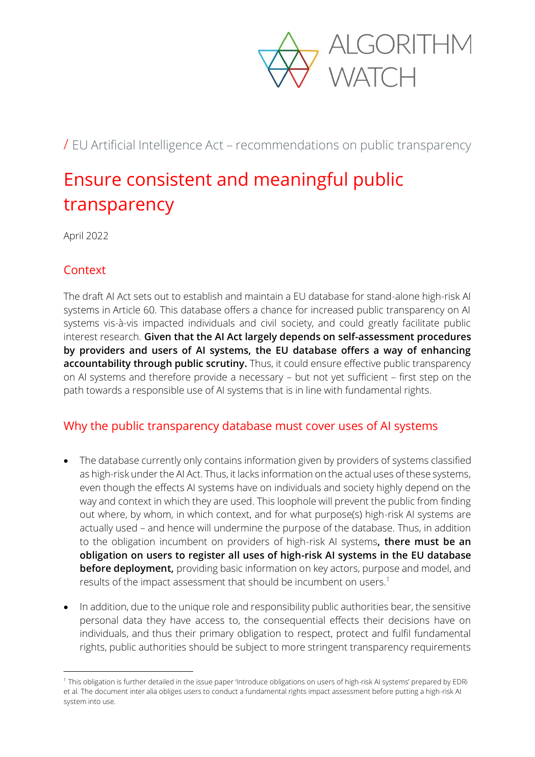ALGORITHM WATCH

/ EU Artificial Intelligence Act – recommendations on public transparency

# Ensure consistent and meaningful public transparency

April 2022

## Context

The draft AI Act sets out to establish and maintain a EU database for stand-alone high-risk AI systems in Article 60. This database offers a chance for increased public transparency on AI systems vis-à-vis impacted individuals and civil society, and could greatly facilitate public interest research. **Given that the AI Act largely depends on self-assessment procedures by providers and users of AI systems, the EU database offers a way of enhancing accountability through public scrutiny.** Thus, it could ensure effective public transparency on AI systems and therefore provide a necessary – but not yet sufficient – first step on the path towards a responsible use of AI systems that is in line with fundamental rights.

## Why the public transparency database must cover uses of AI systems

- The database currently only contains information given by providers of systems classified as high-risk under the AI Act. Thus, it lacks information on the actual uses of these systems, even though the effects AI systems have on individuals and society highly depend on the way and context in which they are used. This loophole will prevent the public from finding out where, by whom, in which context, and for what purpose(s) high-risk AI systems are actually used – and hence will undermine the purpose of the database. Thus, in addition to the obligation incumbent on providers of high-risk AI systems**, there must be an obligation on users to register all uses of high-risk AI systems in the EU database before deployment,** providing basic information on key actors, purpose and model, and results of the impact assessment that should be incumbent on users.[1]
- In addition, due to the unique role and responsibility public authorities bear, the sensitive personal data they have access to, the consequential effects their decisions have on individuals, and thus their primary obligation to respect, protect and fulfil fundamental rights, public authorities should be subject to more stringent transparency requirements

[1] This obligation is further detailed in the issue paper 'Introduce obligations on users of high-risk AI systems' prepared by EDRi et al. The document inter alia obliges users to conduct a fundamental rights impact assessment before putting a high-risk AI system into use.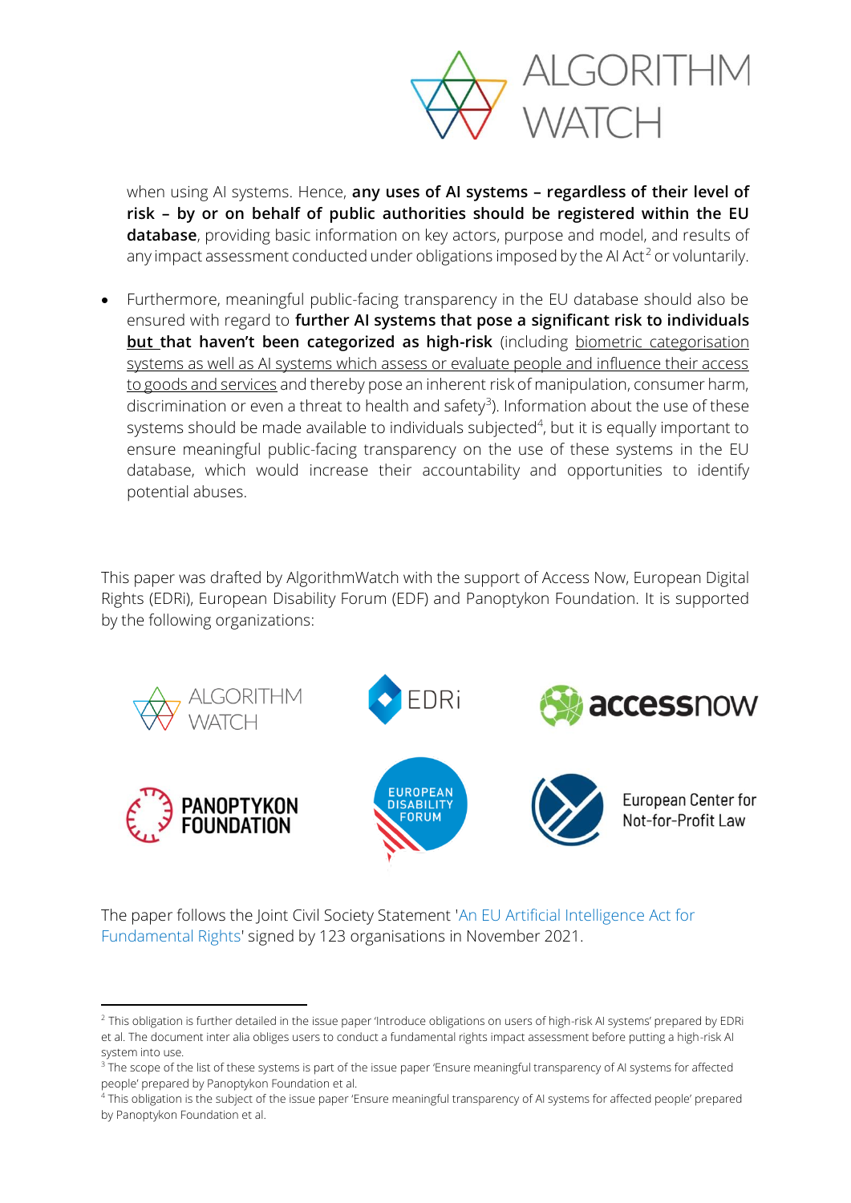when using AI systems. Hence, **any uses of AI systems – regardless of their level of risk – by or on behalf of public authorities should be registered within the EU database**, providing basic information on key actors, purpose and model, and results of any impact assessment conducted under obligations imposed by the AI Act[2] or voluntarily.

- Furthermore, meaningful public-facing transparency in the EU database should also be ensured with regard to **further AI systems that pose a significant risk to individuals but that haven't been categorized as high-risk** (including biometric categorisation systems as well as AI systems which assess or evaluate people and influence their access to goods and services and thereby pose an inherent risk of manipulation, consumer harm, discrimination or even a threat to health and safety[3]). Information about the use of these systems should be made available to individuals subjected[4], but it is equally important to ensure meaningful public-facing transparency on the use of these systems in the EU database, which would increase their accountability and opportunities to identify potential abuses.

This paper was drafted by AlgorithmWatch with the support of Access Now, European Digital Rights (EDRi), European Disability Forum (EDF) and Panoptykon Foundation. It is supported by the following organizations:

ALGORITHM WATCH
EDRi
accessnow
PANOPTYKON FOUNDATION
EUROPEAN DISABILITY FORUM
European Center for Not-for-Profit Law

The paper follows the Joint Civil Society Statement 'An EU Artificial Intelligence Act for Fundamental Rights' signed by 123 organisations in November 2021.

---

[2] This obligation is further detailed in the issue paper 'Introduce obligations on users of high-risk AI systems' prepared by EDRi et al. The document inter alia obliges users to conduct a fundamental rights impact assessment before putting a high-risk AI system into use.

[3] The scope of the list of these systems is part of the issue paper 'Ensure meaningful transparency of AI systems for affected people' prepared by Panoptykon Foundation et al.

[4] This obligation is the subject of the issue paper 'Ensure meaningful transparency of AI systems for affected people' prepared by Panoptykon Foundation et al.